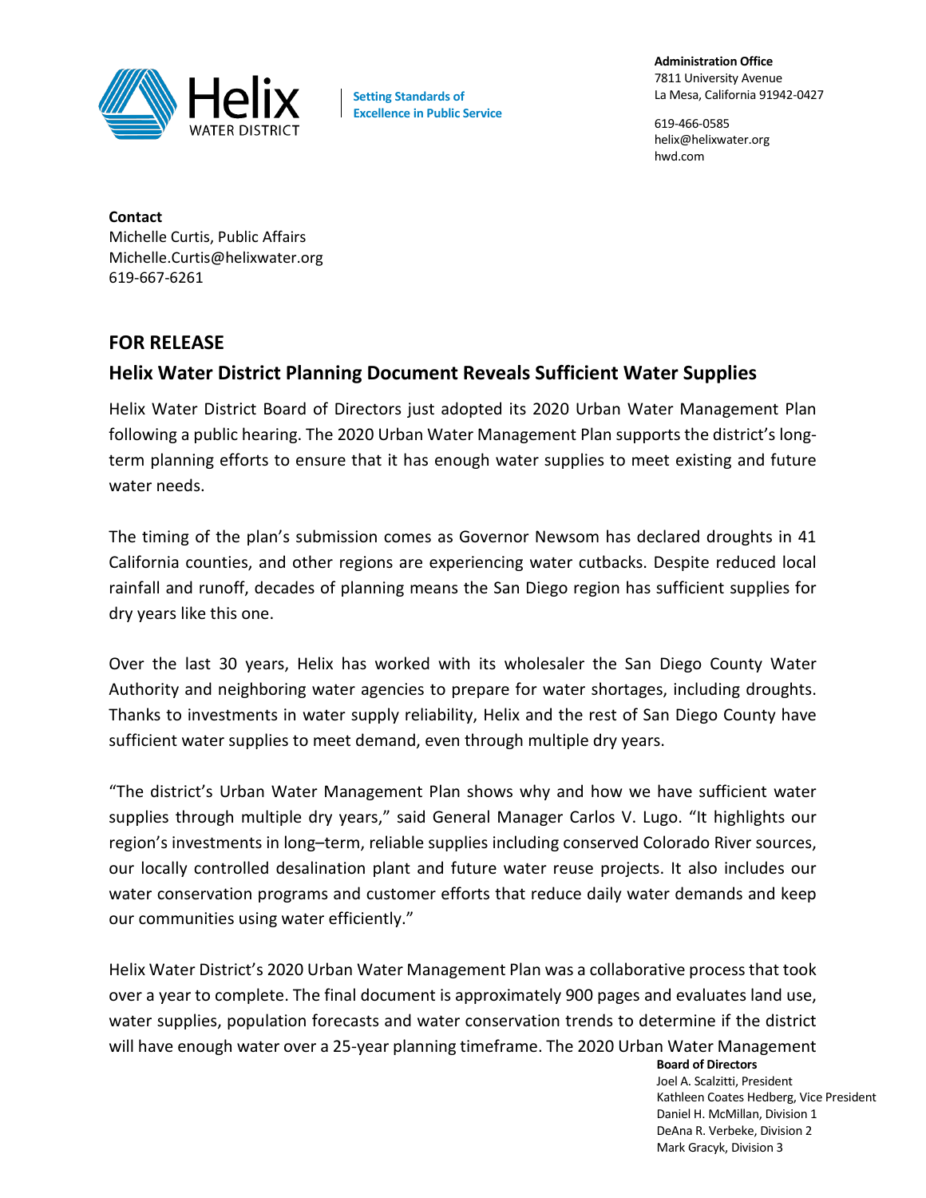Helix WATER DISTRICT

Setting Standards of Excellence in Public Service

**Administration Office**
7811 University Avenue
La Mesa, California 91942-0427

619-466-0585
helix@helixwater.org
hwd.com

**Contact**
Michelle Curtis, Public Affairs
Michelle.Curtis@helixwater.org
619-667-6261

## FOR RELEASE

## Helix Water District Planning Document Reveals Sufficient Water Supplies

Helix Water District Board of Directors just adopted its 2020 Urban Water Management Plan following a public hearing. The 2020 Urban Water Management Plan supports the district's long-term planning efforts to ensure that it has enough water supplies to meet existing and future water needs.

The timing of the plan's submission comes as Governor Newsom has declared droughts in 41 California counties, and other regions are experiencing water cutbacks. Despite reduced local rainfall and runoff, decades of planning means the San Diego region has sufficient supplies for dry years like this one.

Over the last 30 years, Helix has worked with its wholesaler the San Diego County Water Authority and neighboring water agencies to prepare for water shortages, including droughts. Thanks to investments in water supply reliability, Helix and the rest of San Diego County have sufficient water supplies to meet demand, even through multiple dry years.

"The district's Urban Water Management Plan shows why and how we have sufficient water supplies through multiple dry years," said General Manager Carlos V. Lugo. "It highlights our region's investments in long–term, reliable supplies including conserved Colorado River sources, our locally controlled desalination plant and future water reuse projects. It also includes our water conservation programs and customer efforts that reduce daily water demands and keep our communities using water efficiently."

Helix Water District's 2020 Urban Water Management Plan was a collaborative process that took over a year to complete. The final document is approximately 900 pages and evaluates land use, water supplies, population forecasts and water conservation trends to determine if the district will have enough water over a 25-year planning timeframe. The 2020 Urban Water Management

**Board of Directors**
Joel A. Scalzitti, President
Kathleen Coates Hedberg, Vice President
Daniel H. McMillan, Division 1
DeAna R. Verbeke, Division 2
Mark Gracyk, Division 3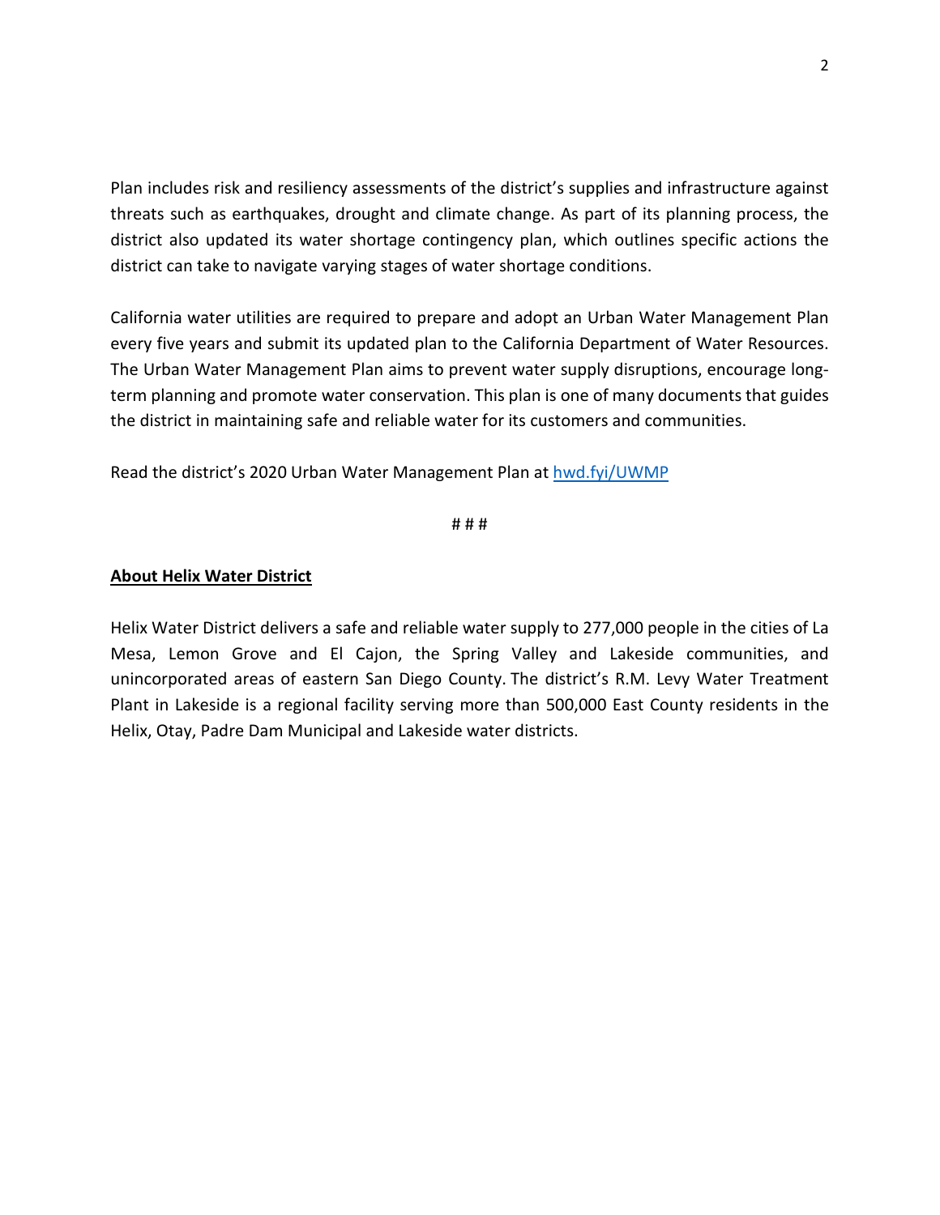Plan includes risk and resiliency assessments of the district's supplies and infrastructure against threats such as earthquakes, drought and climate change. As part of its planning process, the district also updated its water shortage contingency plan, which outlines specific actions the district can take to navigate varying stages of water shortage conditions.

California water utilities are required to prepare and adopt an Urban Water Management Plan every five years and submit its updated plan to the California Department of Water Resources. The Urban Water Management Plan aims to prevent water supply disruptions, encourage long-term planning and promote water conservation. This plan is one of many documents that guides the district in maintaining safe and reliable water for its customers and communities.

Read the district's 2020 Urban Water Management Plan at [hwd.fyi/UWMP](hwd.fyi/UWMP)

# # #

**About Helix Water District**

Helix Water District delivers a safe and reliable water supply to 277,000 people in the cities of La Mesa, Lemon Grove and El Cajon, the Spring Valley and Lakeside communities, and unincorporated areas of eastern San Diego County. The district's R.M. Levy Water Treatment Plant in Lakeside is a regional facility serving more than 500,000 East County residents in the Helix, Otay, Padre Dam Municipal and Lakeside water districts.